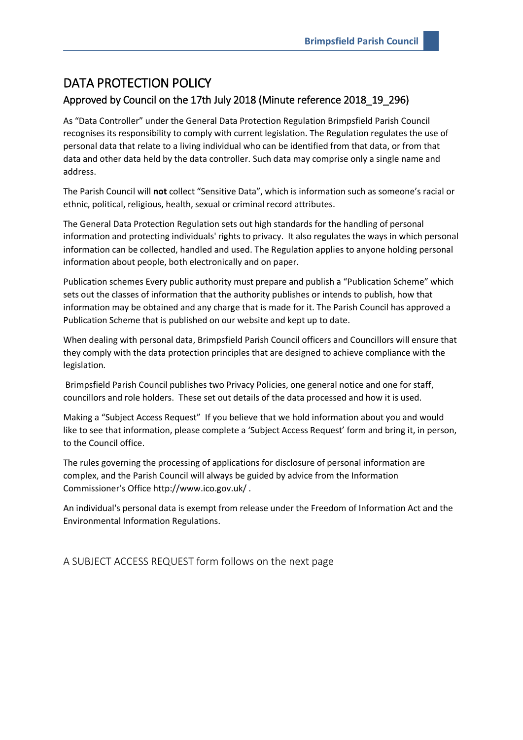# DATA PROTECTION POLICY

## Approved by Council on the 17th July 2018 (Minute reference 2018_19_296)

As "Data Controller" under the General Data Protection Regulation Brimpsfield Parish Council recognises its responsibility to comply with current legislation. The Regulation regulates the use of personal data that relate to a living individual who can be identified from that data, or from that data and other data held by the data controller. Such data may comprise only a single name and address.

The Parish Council will **not** collect "Sensitive Data", which is information such as someone's racial or ethnic, political, religious, health, sexual or criminal record attributes.

The General Data Protection Regulation sets out high standards for the handling of personal information and protecting individuals' rights to privacy. It also regulates the ways in which personal information can be collected, handled and used. The Regulation applies to anyone holding personal information about people, both electronically and on paper.

Publication schemes Every public authority must prepare and publish a "Publication Scheme" which sets out the classes of information that the authority publishes or intends to publish, how that information may be obtained and any charge that is made for it. The Parish Council has approved a Publication Scheme that is published on our website and kept up to date.

When dealing with personal data, Brimpsfield Parish Council officers and Councillors will ensure that they comply with the data protection principles that are designed to achieve compliance with the legislation.

Brimpsfield Parish Council publishes two Privacy Policies, one general notice and one for staff, councillors and role holders. These set out details of the data processed and how it is used.

Making a "Subject Access Request" If you believe that we hold information about you and would like to see that information, please complete a 'Subject Access Request' form and bring it, in person, to the Council office.

The rules governing the processing of applications for disclosure of personal information are complex, and the Parish Council will always be guided by advice from the Information Commissioner's Office http://www.ico.gov.uk/ .

An individual's personal data is exempt from release under the Freedom of Information Act and the Environmental Information Regulations.

A SUBJECT ACCESS REQUEST form follows on the next page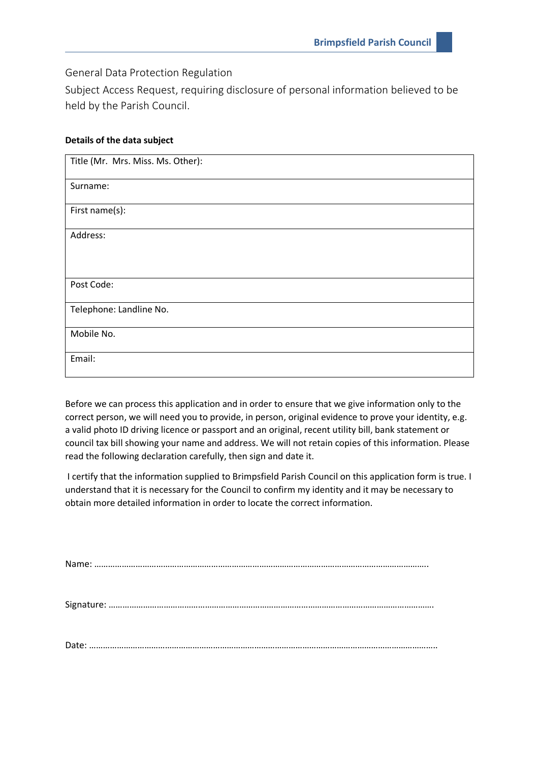General Data Protection Regulation

Subject Access Request, requiring disclosure of personal information believed to be held by the Parish Council.

**Details of the data subject**

| |
|---|
| Title (Mr. Mrs. Miss. Ms. Other): |
| Surname: |
| First name(s): |
| Address: |
| Post Code: |
| Telephone: Landline No. |
| Mobile No. |
| Email: |

Before we can process this application and in order to ensure that we give information only to the correct person, we will need you to provide, in person, original evidence to prove your identity, e.g. a valid photo ID driving licence or passport and an original, recent utility bill, bank statement or council tax bill showing your name and address. We will not retain copies of this information. Please read the following declaration carefully, then sign and date it.

I certify that the information supplied to Brimpsfield Parish Council on this application form is true. I understand that it is necessary for the Council to confirm my identity and it may be necessary to obtain more detailed information in order to locate the correct information.

Name: ……………………………………………………………………………………………………………………………..

Signature: ………………………………………………………………………………………………………………………….

Date: ……………………………………………………………………………………………………………………………………